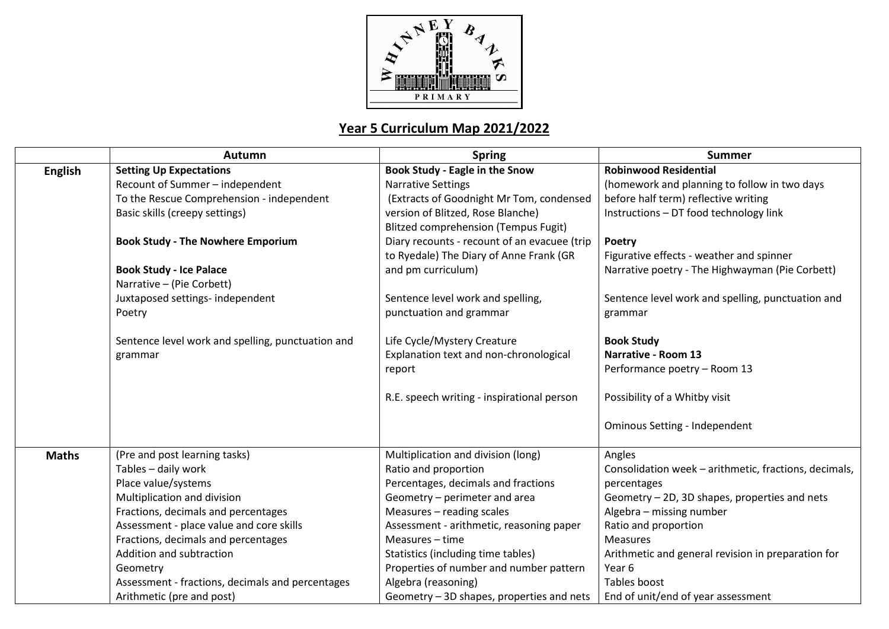## Year 5 Curriculum Map 2021/2022

| | Autumn | Spring | Summer |
|---|---|---|---|
| **English** | **Setting Up Expectations**<br>Recount of Summer – independent<br>To the Rescue Comprehension - independent<br>Basic skills (creepy settings)<br><br>**Book Study - The Nowhere Emporium**<br><br>**Book Study - Ice Palace**<br>Narrative – (Pie Corbett)<br>Juxtaposed settings- independent<br>Poetry<br><br>Sentence level work and spelling, punctuation and grammar | **Book Study - Eagle in the Snow**<br>Narrative Settings<br>(Extracts of Goodnight Mr Tom, condensed version of Blitzed, Rose Blanche)<br>Blitzed comprehension (Tempus Fugit)<br>Diary recounts - recount of an evacuee (trip to Ryedale) The Diary of Anne Frank (GR and pm curriculum)<br><br>Sentence level work and spelling, punctuation and grammar<br><br>Life Cycle/Mystery Creature<br>Explanation text and non-chronological report<br><br>R.E. speech writing - inspirational person | **Robinwood Residential**<br>(homework and planning to follow in two days before half term) reflective writing<br>Instructions – DT food technology link<br><br>**Poetry**<br>Figurative effects - weather and spinner<br>Narrative poetry - The Highwayman (Pie Corbett)<br><br>Sentence level work and spelling, punctuation and grammar<br><br>**Book Study**<br>**Narrative - Room 13**<br>Performance poetry – Room 13<br><br>Possibility of a Whitby visit<br><br>Ominous Setting - Independent |
| **Maths** | (Pre and post learning tasks)<br>Tables – daily work<br>Place value/systems<br>Multiplication and division<br>Fractions, decimals and percentages<br>Assessment - place value and core skills<br>Fractions, decimals and percentages<br>Addition and subtraction<br>Geometry<br>Assessment - fractions, decimals and percentages<br>Arithmetic (pre and post) | Multiplication and division (long)<br>Ratio and proportion<br>Percentages, decimals and fractions<br>Geometry – perimeter and area<br>Measures – reading scales<br>Assessment - arithmetic, reasoning paper<br>Measures – time<br>Statistics (including time tables)<br>Properties of number and number pattern<br>Algebra (reasoning)<br>Geometry – 3D shapes, properties and nets | Angles<br>Consolidation week – arithmetic, fractions, decimals, percentages<br>Geometry – 2D, 3D shapes, properties and nets<br>Algebra – missing number<br>Ratio and proportion<br>Measures<br>Arithmetic and general revision in preparation for Year 6<br>Tables boost<br>End of unit/end of year assessment |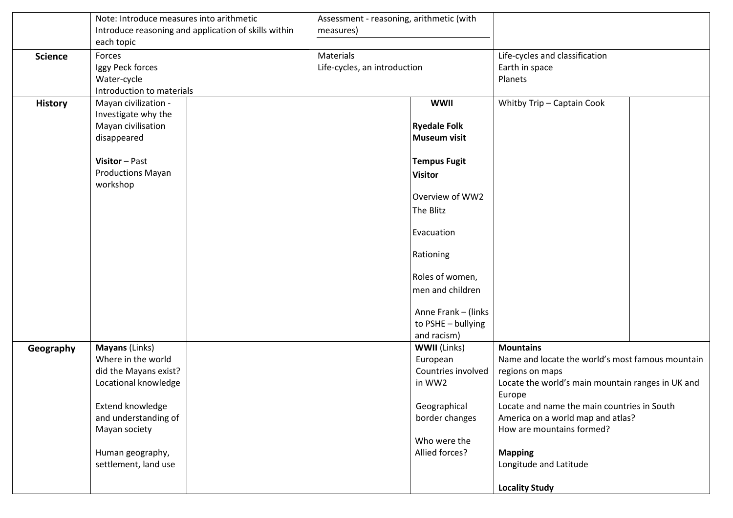| | | | | | | |
|---|---|---|---|---|---|---|
| | Note: Introduce measures into arithmetic<br>Introduce reasoning and application of skills within each topic | | Assessment - reasoning, arithmetic (with measures) | | | |
| **Science** | Forces<br>Iggy Peck forces<br>Water-cycle<br>Introduction to materials | | Materials<br>Life-cycles, an introduction | | Life-cycles and classification<br>Earth in space<br>Planets | |
| **History** | Mayan civilization - Investigate why the Mayan civilisation disappeared<br><br>**Visitor** – Past Productions Mayan workshop | | | **WWII**<br><br>**Ryedale Folk Museum visit**<br><br>**Tempus Fugit Visitor**<br><br>Overview of WW2<br>The Blitz<br><br>Evacuation<br><br>Rationing<br><br>Roles of women, men and children<br><br>Anne Frank – (links to PSHE – bullying and racism) | Whitby Trip – Captain Cook | |
| **Geography** | **Mayans** (Links)<br>Where in the world did the Mayans exist?<br>Locational knowledge<br><br>Extend knowledge and understanding of Mayan society<br><br>Human geography, settlement, land use | | | **WWII** (Links)<br>European Countries involved in WW2<br><br>Geographical border changes<br><br>Who were the Allied forces? | **Mountains**<br>Name and locate the world's most famous mountain regions on maps<br>Locate the world's main mountain ranges in UK and Europe<br>Locate and name the main countries in South America on a world map and atlas?<br>How are mountains formed?<br><br>**Mapping**<br>Longitude and Latitude<br><br>**Locality Study** | |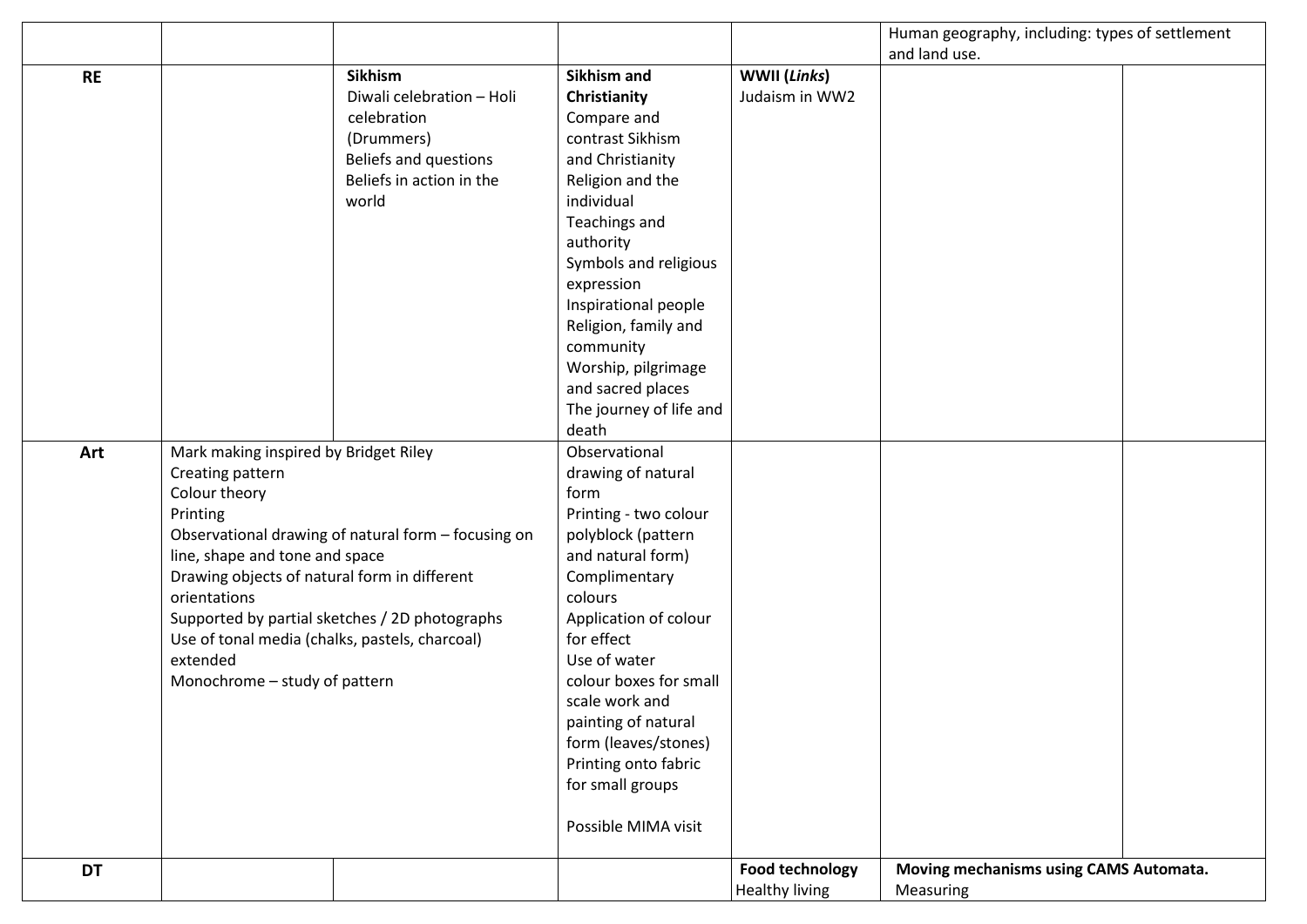| | | | | | | |
|---|---|---|---|---|---|---|
| | | | | | Human geography, including: types of settlement and land use. | |
| **RE** | | **Sikhism**<br>Diwali celebration – Holi celebration<br>(Drummers)<br>Beliefs and questions<br>Beliefs in action in the world | **Sikhism and Christianity**<br>Compare and contrast Sikhism and Christianity<br>Religion and the individual<br>Teachings and authority<br>Symbols and religious expression<br>Inspirational people<br>Religion, family and community<br>Worship, pilgrimage and sacred places<br>The journey of life and death | **WWII (*Links*)**<br>Judaism in WW2 | | |
| **Art** | Mark making inspired by Bridget Riley<br>Creating pattern<br>Colour theory<br>Printing<br>Observational drawing of natural form – focusing on line, shape and tone and space<br>Drawing objects of natural form in different orientations<br>Supported by partial sketches / 2D photographs<br>Use of tonal media (chalks, pastels, charcoal) extended<br>Monochrome – study of pattern | | Observational drawing of natural form<br>Printing - two colour polyblock (pattern and natural form)<br>Complimentary colours<br>Application of colour for effect<br>Use of water colour boxes for small scale work and painting of natural form (leaves/stones)<br>Printing onto fabric for small groups<br><br>Possible MIMA visit | | | |
| **DT** | | | | **Food technology**<br>Healthy living | **Moving mechanisms using CAMS Automata.**<br>Measuring | |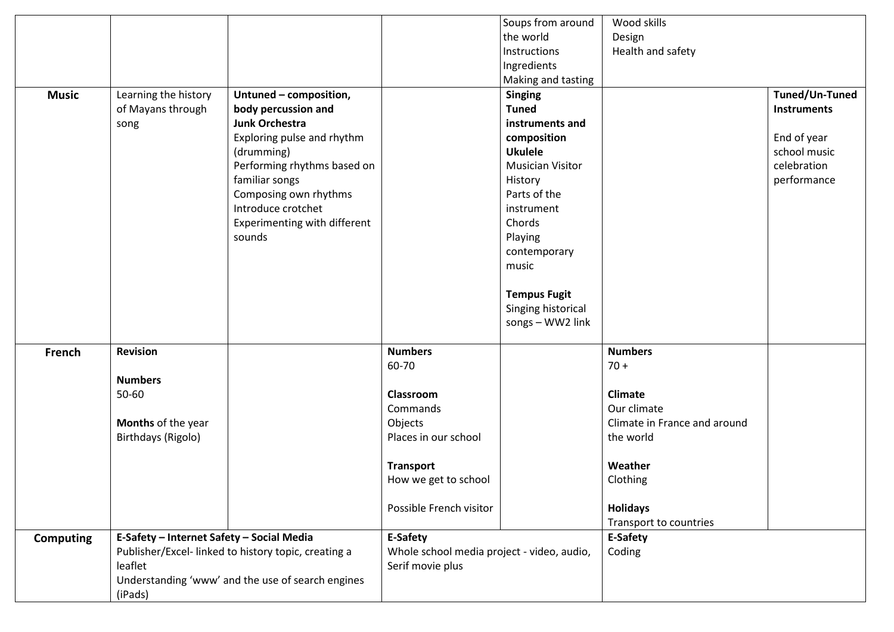| | | | | | | |
|---|---|---|---|---|---|---|
| | | | | Soups from around the world<br>Instructions<br>Ingredients<br>Making and tasting | Wood skills<br>Design<br>Health and safety | |
| **Music** | Learning the history of Mayans through song | **Untuned – composition, body percussion and Junk Orchestra**<br>Exploring pulse and rhythm (drumming)<br>Performing rhythms based on familiar songs<br>Composing own rhythms<br>Introduce crotchet<br>Experimenting with different sounds | | **Singing**<br>**Tuned instruments and composition**<br>**Ukulele**<br>Musician Visitor<br>History<br>Parts of the instrument<br>Chords<br>Playing contemporary music<br><br>**Tempus Fugit**<br>Singing historical songs – WW2 link | | **Tuned/Un-Tuned Instruments**<br><br>End of year school music celebration performance |
| **French** | **Revision**<br><br>**Numbers**<br>50-60<br><br>**Months** of the year<br>Birthdays (Rigolo) | | **Numbers**<br>60-70<br><br>**Classroom**<br>Commands<br>Objects<br>Places in our school<br><br>**Transport**<br>How we get to school<br><br>Possible French visitor | | **Numbers**<br>70 +<br><br>**Climate**<br>Our climate<br>Climate in France and around the world<br><br>**Weather**<br>Clothing<br><br>**Holidays**<br>Transport to countries | |
| **Computing** | **E-Safety – Internet Safety – Social Media**<br>Publisher/Excel- linked to history topic, creating a leaflet<br>Understanding 'www' and the use of search engines (iPads) | | **E-Safety**<br>Whole school media project - video, audio, Serif movie plus | | **E-Safety**<br>Coding | |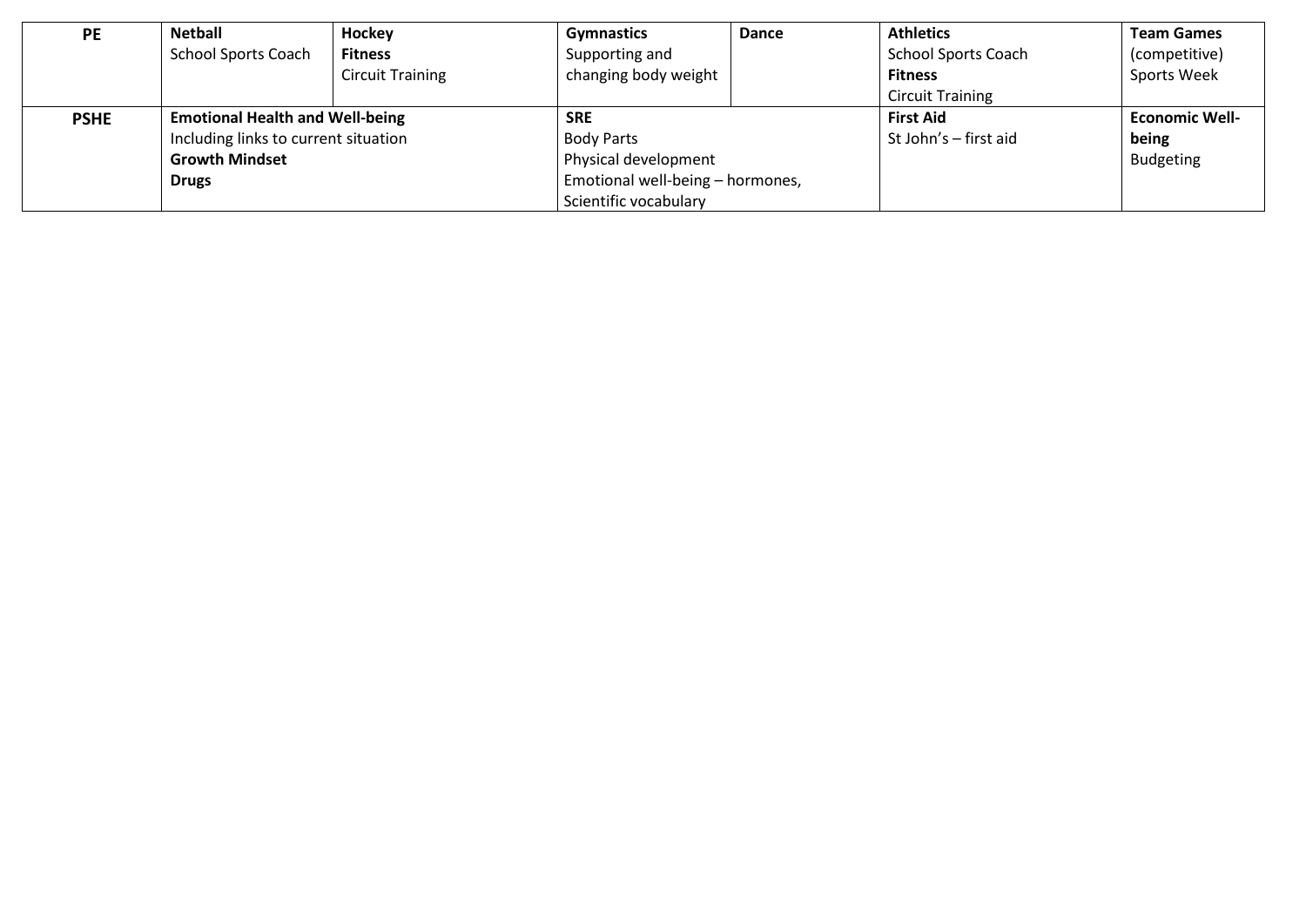| | | | | | | |
|---|---|---|---|---|---|---|
| **PE** | **Netball**<br>School Sports Coach | **Hockey**<br>**Fitness**<br>Circuit Training | **Gymnastics**<br>Supporting and changing body weight | **Dance** | **Athletics**<br>School Sports Coach<br>**Fitness**<br>Circuit Training | **Team Games**<br>(competitive)<br>Sports Week |
| **PSHE** | **Emotional Health and Well-being**<br>Including links to current situation<br>**Growth Mindset**<br>**Drugs** | | **SRE**<br>Body Parts<br>Physical development<br>Emotional well-being – hormones,<br>Scientific vocabulary | | **First Aid**<br>St John's – first aid | **Economic Well-being**<br>Budgeting |